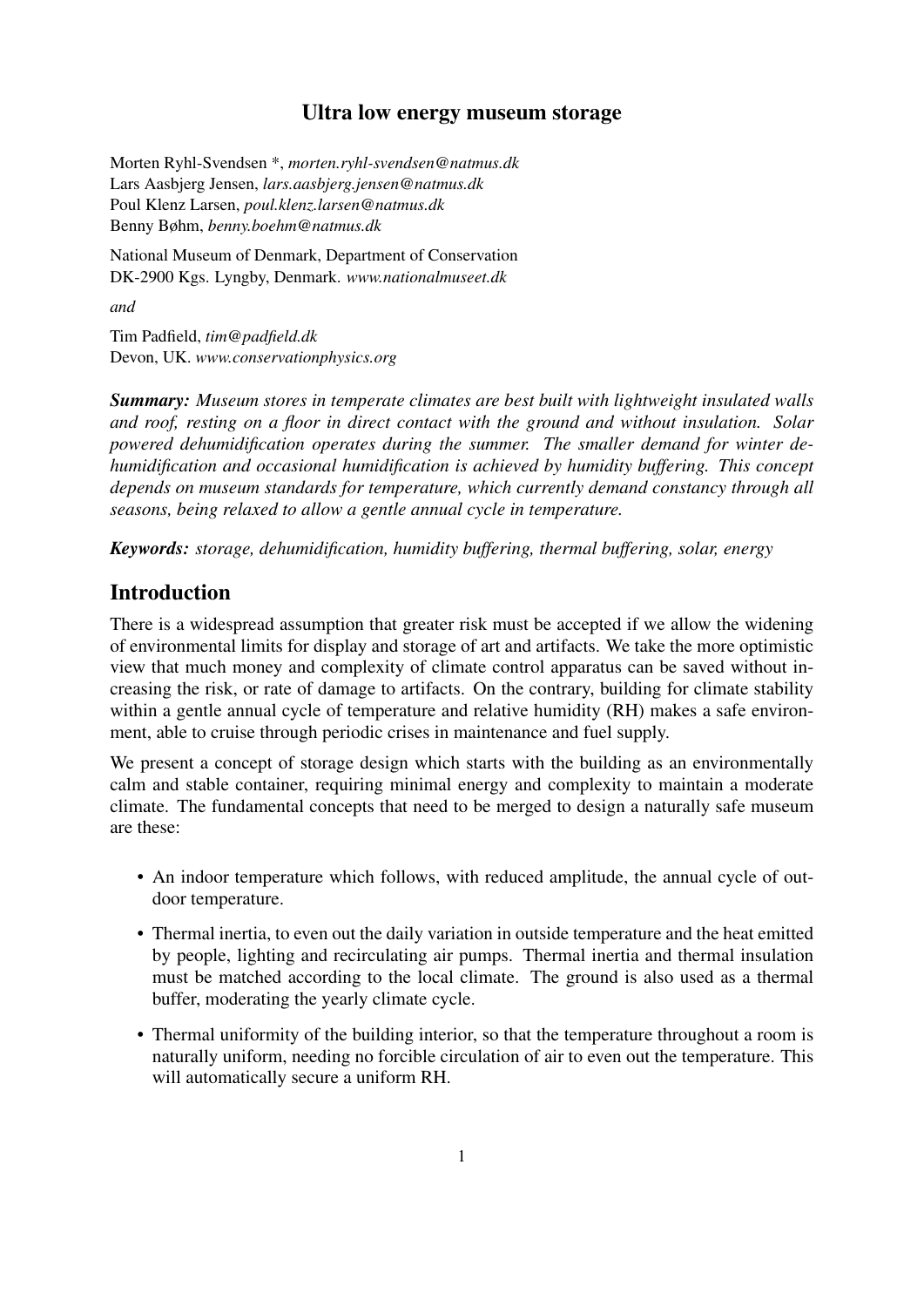# Ultra low energy museum storage

Morten Ryhl-Svendsen *, *morten.ryhl-svendsen@natmus.dk*
Lars Aasbjerg Jensen, *lars.aasbjerg.jensen@natmus.dk*
Poul Klenz Larsen, *poul.klenz.larsen@natmus.dk*
Benny Bøhm, *benny.boehm@natmus.dk*

National Museum of Denmark, Department of Conservation
DK-2900 Kgs. Lyngby, Denmark. *www.nationalmuseet.dk*

*and*

Tim Padfield, *tim@padfield.dk*
Devon, UK. *www.conservationphysics.org*

***Summary:*** *Museum stores in temperate climates are best built with lightweight insulated walls and roof, resting on a floor in direct contact with the ground and without insulation. Solar powered dehumidification operates during the summer. The smaller demand for winter dehumidification and occasional humidification is achieved by humidity buffering. This concept depends on museum standards for temperature, which currently demand constancy through all seasons, being relaxed to allow a gentle annual cycle in temperature.*

***Keywords:*** *storage, dehumidification, humidity buffering, thermal buffering, solar, energy*

## Introduction

There is a widespread assumption that greater risk must be accepted if we allow the widening of environmental limits for display and storage of art and artifacts. We take the more optimistic view that much money and complexity of climate control apparatus can be saved without increasing the risk, or rate of damage to artifacts. On the contrary, building for climate stability within a gentle annual cycle of temperature and relative humidity (RH) makes a safe environment, able to cruise through periodic crises in maintenance and fuel supply.

We present a concept of storage design which starts with the building as an environmentally calm and stable container, requiring minimal energy and complexity to maintain a moderate climate. The fundamental concepts that need to be merged to design a naturally safe museum are these:

- An indoor temperature which follows, with reduced amplitude, the annual cycle of outdoor temperature.
- Thermal inertia, to even out the daily variation in outside temperature and the heat emitted by people, lighting and recirculating air pumps. Thermal inertia and thermal insulation must be matched according to the local climate. The ground is also used as a thermal buffer, moderating the yearly climate cycle.
- Thermal uniformity of the building interior, so that the temperature throughout a room is naturally uniform, needing no forcible circulation of air to even out the temperature. This will automatically secure a uniform RH.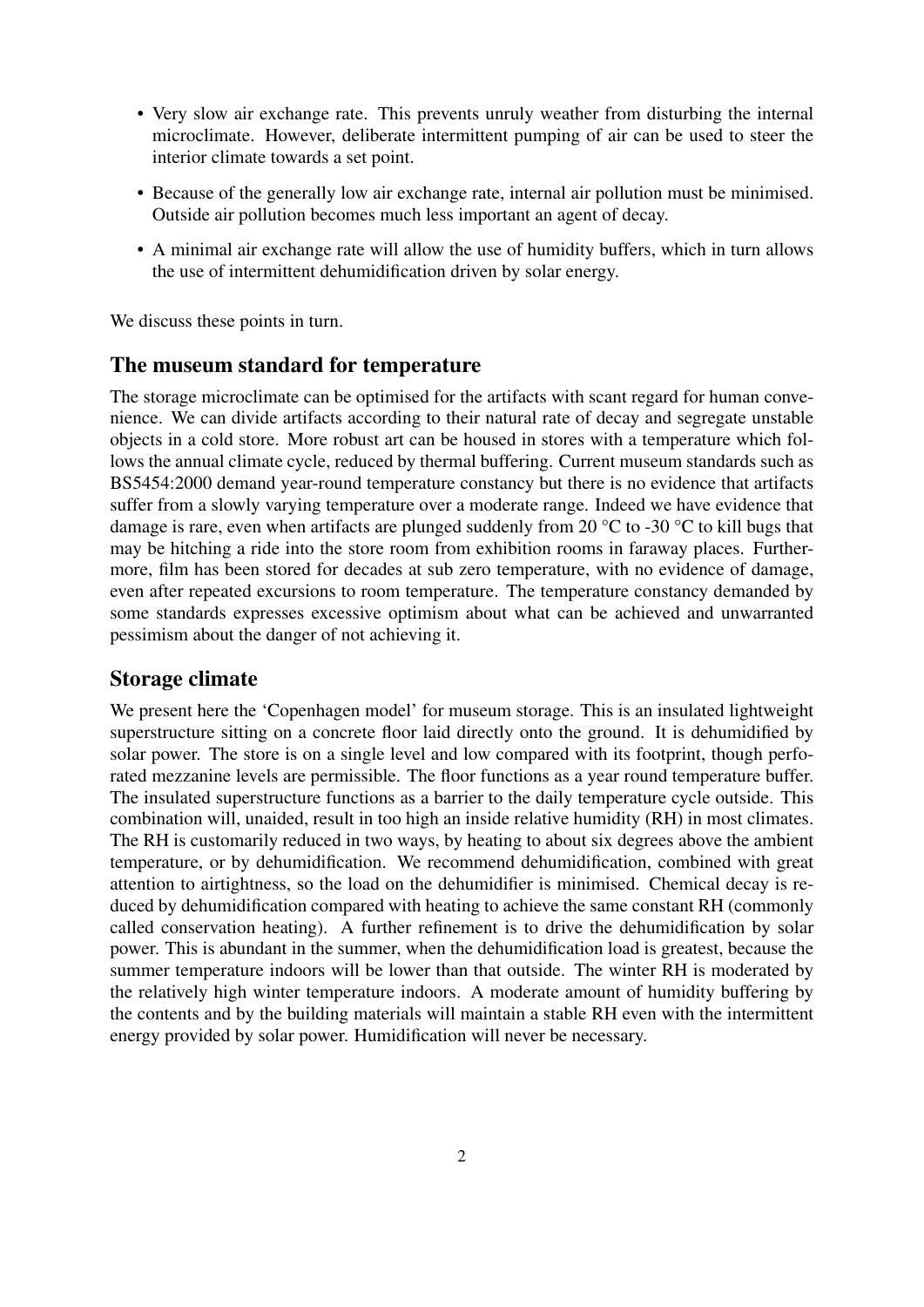- Very slow air exchange rate. This prevents unruly weather from disturbing the internal microclimate. However, deliberate intermittent pumping of air can be used to steer the interior climate towards a set point.
- Because of the generally low air exchange rate, internal air pollution must be minimised. Outside air pollution becomes much less important an agent of decay.
- A minimal air exchange rate will allow the use of humidity buffers, which in turn allows the use of intermittent dehumidification driven by solar energy.

We discuss these points in turn.

## The museum standard for temperature

The storage microclimate can be optimised for the artifacts with scant regard for human convenience. We can divide artifacts according to their natural rate of decay and segregate unstable objects in a cold store. More robust art can be housed in stores with a temperature which follows the annual climate cycle, reduced by thermal buffering. Current museum standards such as BS5454:2000 demand year-round temperature constancy but there is no evidence that artifacts suffer from a slowly varying temperature over a moderate range. Indeed we have evidence that damage is rare, even when artifacts are plunged suddenly from 20 °C to -30 °C to kill bugs that may be hitching a ride into the store room from exhibition rooms in faraway places. Furthermore, film has been stored for decades at sub zero temperature, with no evidence of damage, even after repeated excursions to room temperature. The temperature constancy demanded by some standards expresses excessive optimism about what can be achieved and unwarranted pessimism about the danger of not achieving it.

## Storage climate

We present here the 'Copenhagen model' for museum storage. This is an insulated lightweight superstructure sitting on a concrete floor laid directly onto the ground. It is dehumidified by solar power. The store is on a single level and low compared with its footprint, though perforated mezzanine levels are permissible. The floor functions as a year round temperature buffer. The insulated superstructure functions as a barrier to the daily temperature cycle outside. This combination will, unaided, result in too high an inside relative humidity (RH) in most climates. The RH is customarily reduced in two ways, by heating to about six degrees above the ambient temperature, or by dehumidification. We recommend dehumidification, combined with great attention to airtightness, so the load on the dehumidifier is minimised. Chemical decay is reduced by dehumidification compared with heating to achieve the same constant RH (commonly called conservation heating). A further refinement is to drive the dehumidification by solar power. This is abundant in the summer, when the dehumidification load is greatest, because the summer temperature indoors will be lower than that outside. The winter RH is moderated by the relatively high winter temperature indoors. A moderate amount of humidity buffering by the contents and by the building materials will maintain a stable RH even with the intermittent energy provided by solar power. Humidification will never be necessary.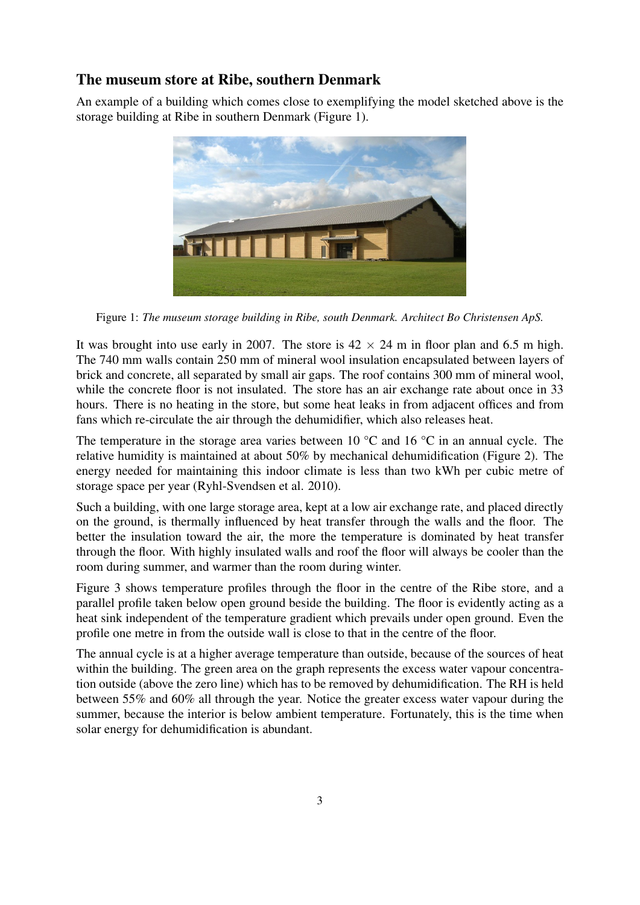## The museum store at Ribe, southern Denmark

An example of a building which comes close to exemplifying the model sketched above is the storage building at Ribe in southern Denmark (Figure 1).

Figure 1: *The museum storage building in Ribe, south Denmark. Architect Bo Christensen ApS.*

It was brought into use early in 2007. The store is 42 × 24 m in floor plan and 6.5 m high. The 740 mm walls contain 250 mm of mineral wool insulation encapsulated between layers of brick and concrete, all separated by small air gaps. The roof contains 300 mm of mineral wool, while the concrete floor is not insulated. The store has an air exchange rate about once in 33 hours. There is no heating in the store, but some heat leaks in from adjacent offices and from fans which re-circulate the air through the dehumidifier, which also releases heat.

The temperature in the storage area varies between 10 °C and 16 °C in an annual cycle. The relative humidity is maintained at about 50% by mechanical dehumidification (Figure 2). The energy needed for maintaining this indoor climate is less than two kWh per cubic metre of storage space per year (Ryhl-Svendsen et al. 2010).

Such a building, with one large storage area, kept at a low air exchange rate, and placed directly on the ground, is thermally influenced by heat transfer through the walls and the floor. The better the insulation toward the air, the more the temperature is dominated by heat transfer through the floor. With highly insulated walls and roof the floor will always be cooler than the room during summer, and warmer than the room during winter.

Figure 3 shows temperature profiles through the floor in the centre of the Ribe store, and a parallel profile taken below open ground beside the building. The floor is evidently acting as a heat sink independent of the temperature gradient which prevails under open ground. Even the profile one metre in from the outside wall is close to that in the centre of the floor.

The annual cycle is at a higher average temperature than outside, because of the sources of heat within the building. The green area on the graph represents the excess water vapour concentration outside (above the zero line) which has to be removed by dehumidification. The RH is held between 55% and 60% all through the year. Notice the greater excess water vapour during the summer, because the interior is below ambient temperature. Fortunately, this is the time when solar energy for dehumidification is abundant.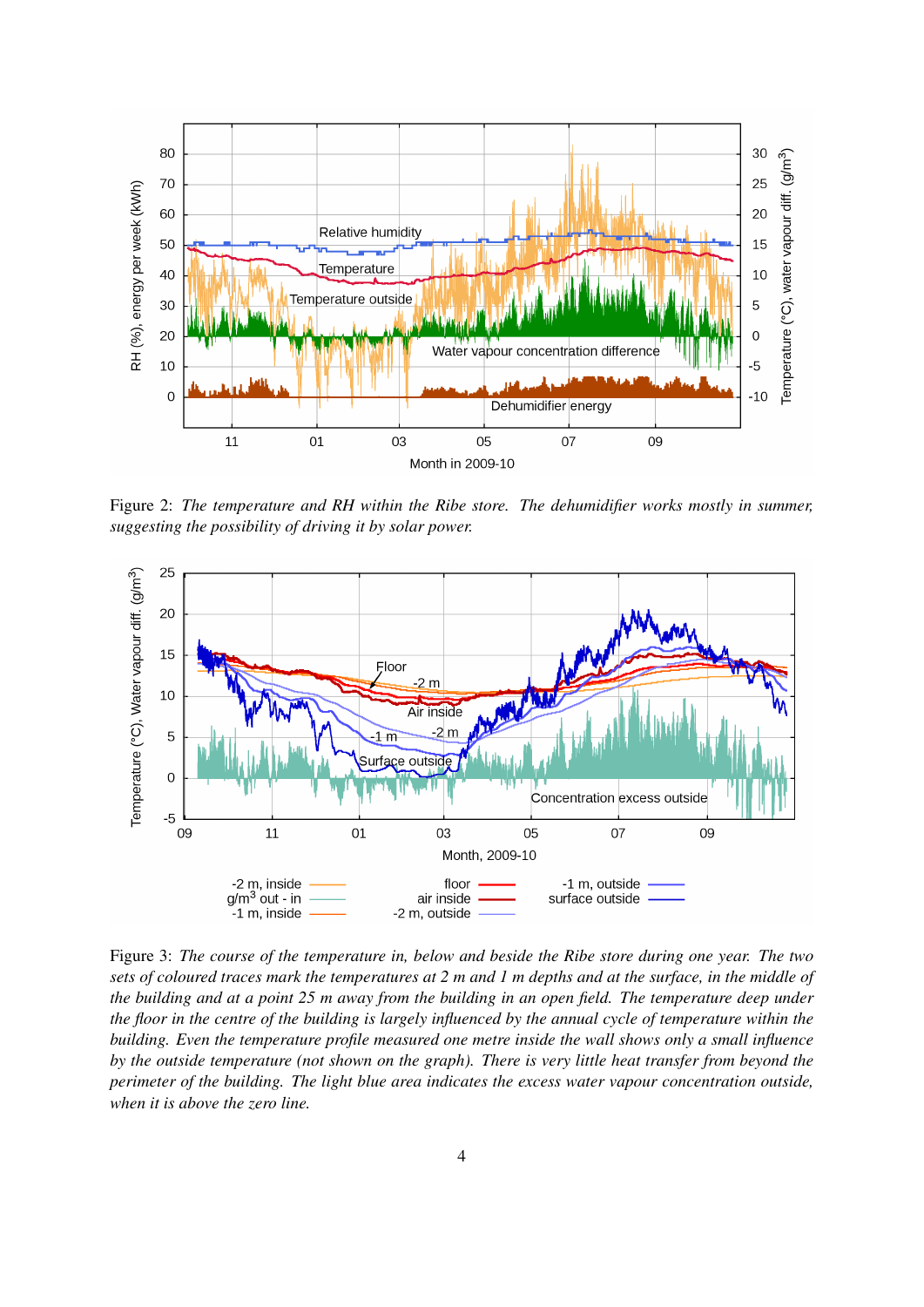Figure 2: *The temperature and RH within the Ribe store. The dehumidifier works mostly in summer, suggesting the possibility of driving it by solar power.*

Figure 3: *The course of the temperature in, below and beside the Ribe store during one year. The two sets of coloured traces mark the temperatures at 2 m and 1 m depths and at the surface, in the middle of the building and at a point 25 m away from the building in an open field. The temperature deep under the floor in the centre of the building is largely influenced by the annual cycle of temperature within the building. Even the temperature profile measured one metre inside the wall shows only a small influence by the outside temperature (not shown on the graph). There is very little heat transfer from beyond the perimeter of the building. The light blue area indicates the excess water vapour concentration outside, when it is above the zero line.*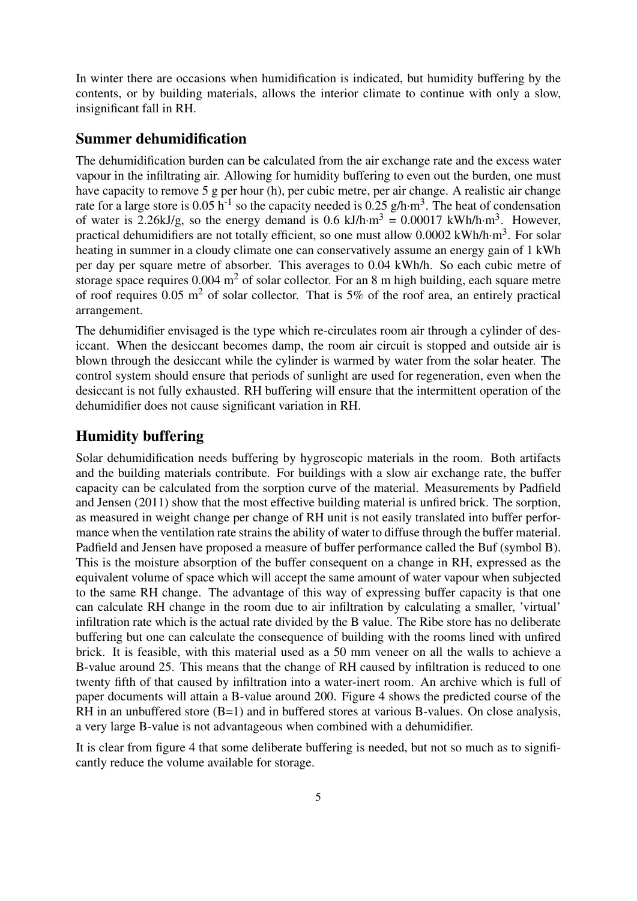In winter there are occasions when humidification is indicated, but humidity buffering by the contents, or by building materials, allows the interior climate to continue with only a slow, insignificant fall in RH.

## Summer dehumidification

The dehumidification burden can be calculated from the air exchange rate and the excess water vapour in the infiltrating air. Allowing for humidity buffering to even out the burden, one must have capacity to remove 5 g per hour (h), per cubic metre, per air change. A realistic air change rate for a large store is 0.05 $h^{-1}$ so the capacity needed is 0.25 g/h·$m^3$. The heat of condensation of water is 2.26kJ/g, so the energy demand is 0.6 kJ/h·$m^3$ = 0.00017 kWh/h·$m^3$. However, practical dehumidifiers are not totally efficient, so one must allow 0.0002 kWh/h·$m^3$. For solar heating in summer in a cloudy climate one can conservatively assume an energy gain of 1 kWh per day per square metre of absorber. This averages to 0.04 kWh/h. So each cubic metre of storage space requires 0.004 $m^2$ of solar collector. For an 8 m high building, each square metre of roof requires 0.05 $m^2$ of solar collector. That is 5% of the roof area, an entirely practical arrangement.

The dehumidifier envisaged is the type which re-circulates room air through a cylinder of desiccant. When the desiccant becomes damp, the room air circuit is stopped and outside air is blown through the desiccant while the cylinder is warmed by water from the solar heater. The control system should ensure that periods of sunlight are used for regeneration, even when the desiccant is not fully exhausted. RH buffering will ensure that the intermittent operation of the dehumidifier does not cause significant variation in RH.

## Humidity buffering

Solar dehumidification needs buffering by hygroscopic materials in the room. Both artifacts and the building materials contribute. For buildings with a slow air exchange rate, the buffer capacity can be calculated from the sorption curve of the material. Measurements by Padfield and Jensen (2011) show that the most effective building material is unfired brick. The sorption, as measured in weight change per change of RH unit is not easily translated into buffer performance when the ventilation rate strains the ability of water to diffuse through the buffer material. Padfield and Jensen have proposed a measure of buffer performance called the Buf (symbol B). This is the moisture absorption of the buffer consequent on a change in RH, expressed as the equivalent volume of space which will accept the same amount of water vapour when subjected to the same RH change. The advantage of this way of expressing buffer capacity is that one can calculate RH change in the room due to air infiltration by calculating a smaller, 'virtual' infiltration rate which is the actual rate divided by the B value. The Ribe store has no deliberate buffering but one can calculate the consequence of building with the rooms lined with unfired brick. It is feasible, with this material used as a 50 mm veneer on all the walls to achieve a B-value around 25. This means that the change of RH caused by infiltration is reduced to one twenty fifth of that caused by infiltration into a water-inert room. An archive which is full of paper documents will attain a B-value around 200. Figure 4 shows the predicted course of the RH in an unbuffered store (B=1) and in buffered stores at various B-values. On close analysis, a very large B-value is not advantageous when combined with a dehumidifier.

It is clear from figure 4 that some deliberate buffering is needed, but not so much as to significantly reduce the volume available for storage.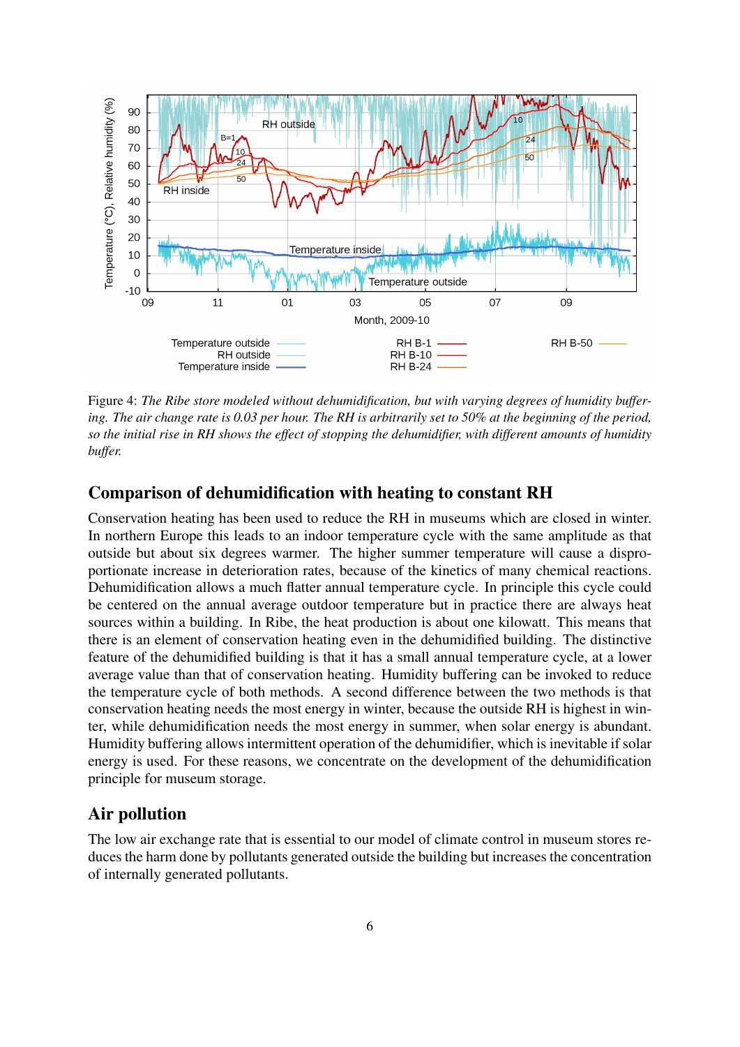Figure 4: *The Ribe store modeled without dehumidification, but with varying degrees of humidity buffering. The air change rate is 0.03 per hour. The RH is arbitrarily set to 50% at the beginning of the period, so the initial rise in RH shows the effect of stopping the dehumidifier, with different amounts of humidity buffer.*

## Comparison of dehumidification with heating to constant RH

Conservation heating has been used to reduce the RH in museums which are closed in winter. In northern Europe this leads to an indoor temperature cycle with the same amplitude as that outside but about six degrees warmer. The higher summer temperature will cause a disproportionate increase in deterioration rates, because of the kinetics of many chemical reactions. Dehumidification allows a much flatter annual temperature cycle. In principle this cycle could be centered on the annual average outdoor temperature but in practice there are always heat sources within a building. In Ribe, the heat production is about one kilowatt. This means that there is an element of conservation heating even in the dehumidified building. The distinctive feature of the dehumidified building is that it has a small annual temperature cycle, at a lower average value than that of conservation heating. Humidity buffering can be invoked to reduce the temperature cycle of both methods. A second difference between the two methods is that conservation heating needs the most energy in winter, because the outside RH is highest in winter, while dehumidification needs the most energy in summer, when solar energy is abundant. Humidity buffering allows intermittent operation of the dehumidifier, which is inevitable if solar energy is used. For these reasons, we concentrate on the development of the dehumidification principle for museum storage.

## Air pollution

The low air exchange rate that is essential to our model of climate control in museum stores reduces the harm done by pollutants generated outside the building but increases the concentration of internally generated pollutants.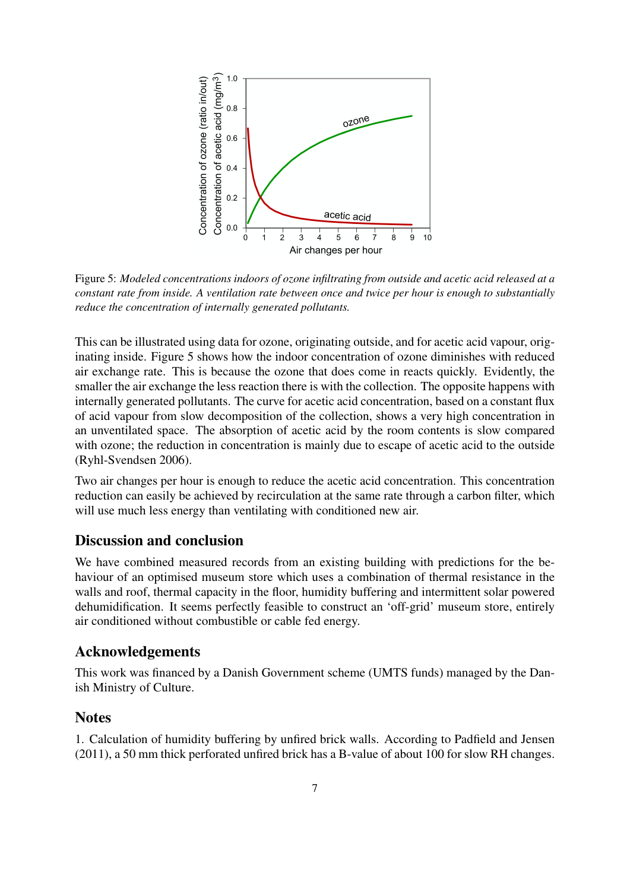Figure 5: *Modeled concentrations indoors of ozone infiltrating from outside and acetic acid released at a constant rate from inside. A ventilation rate between once and twice per hour is enough to substantially reduce the concentration of internally generated pollutants.*

This can be illustrated using data for ozone, originating outside, and for acetic acid vapour, originating inside. Figure 5 shows how the indoor concentration of ozone diminishes with reduced air exchange rate. This is because the ozone that does come in reacts quickly. Evidently, the smaller the air exchange the less reaction there is with the collection. The opposite happens with internally generated pollutants. The curve for acetic acid concentration, based on a constant flux of acid vapour from slow decomposition of the collection, shows a very high concentration in an unventilated space. The absorption of acetic acid by the room contents is slow compared with ozone; the reduction in concentration is mainly due to escape of acetic acid to the outside (Ryhl-Svendsen 2006).

Two air changes per hour is enough to reduce the acetic acid concentration. This concentration reduction can easily be achieved by recirculation at the same rate through a carbon filter, which will use much less energy than ventilating with conditioned new air.

## Discussion and conclusion

We have combined measured records from an existing building with predictions for the behaviour of an optimised museum store which uses a combination of thermal resistance in the walls and roof, thermal capacity in the floor, humidity buffering and intermittent solar powered dehumidification. It seems perfectly feasible to construct an 'off-grid' museum store, entirely air conditioned without combustible or cable fed energy.

## Acknowledgements

This work was financed by a Danish Government scheme (UMTS funds) managed by the Danish Ministry of Culture.

## Notes

1. Calculation of humidity buffering by unfired brick walls. According to Padfield and Jensen (2011), a 50 mm thick perforated unfired brick has a B-value of about 100 for slow RH changes.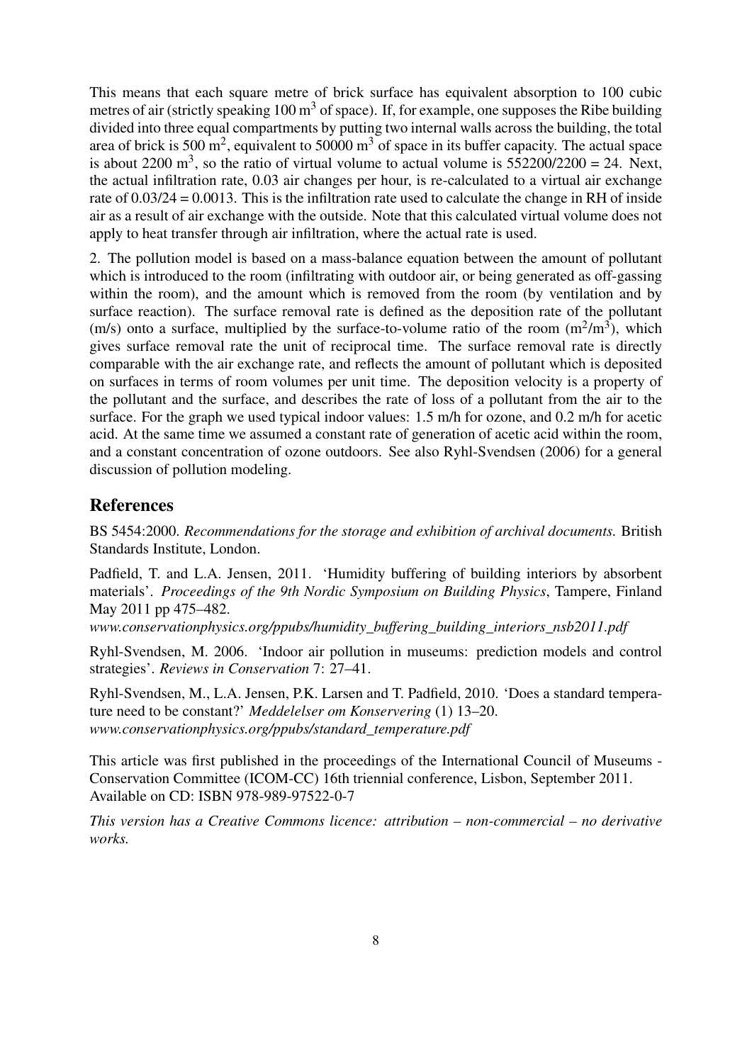This means that each square metre of brick surface has equivalent absorption to 100 cubic metres of air (strictly speaking 100 $m^3$ of space). If, for example, one supposes the Ribe building divided into three equal compartments by putting two internal walls across the building, the total area of brick is 500 $m^2$, equivalent to 50000 $m^3$ of space in its buffer capacity. The actual space is about 2200 $m^3$, so the ratio of virtual volume to actual volume is 552200/2200 = 24. Next, the actual infiltration rate, 0.03 air changes per hour, is re-calculated to a virtual air exchange rate of 0.03/24 = 0.0013. This is the infiltration rate used to calculate the change in RH of inside air as a result of air exchange with the outside. Note that this calculated virtual volume does not apply to heat transfer through air infiltration, where the actual rate is used.

2. The pollution model is based on a mass-balance equation between the amount of pollutant which is introduced to the room (infiltrating with outdoor air, or being generated as off-gassing within the room), and the amount which is removed from the room (by ventilation and by surface reaction). The surface removal rate is defined as the deposition rate of the pollutant (m/s) onto a surface, multiplied by the surface-to-volume ratio of the room ($m^2/m^3$), which gives surface removal rate the unit of reciprocal time. The surface removal rate is directly comparable with the air exchange rate, and reflects the amount of pollutant which is deposited on surfaces in terms of room volumes per unit time. The deposition velocity is a property of the pollutant and the surface, and describes the rate of loss of a pollutant from the air to the surface. For the graph we used typical indoor values: 1.5 m/h for ozone, and 0.2 m/h for acetic acid. At the same time we assumed a constant rate of generation of acetic acid within the room, and a constant concentration of ozone outdoors. See also Ryhl-Svendsen (2006) for a general discussion of pollution modeling.

## References

BS 5454:2000. *Recommendations for the storage and exhibition of archival documents.* British Standards Institute, London.

Padfield, T. and L.A. Jensen, 2011. 'Humidity buffering of building interiors by absorbent materials'. *Proceedings of the 9th Nordic Symposium on Building Physics*, Tampere, Finland May 2011 pp 475–482.
*www.conservationphysics.org/ppubs/humidity_buffering_building_interiors_nsb2011.pdf*

Ryhl-Svendsen, M. 2006. 'Indoor air pollution in museums: prediction models and control strategies'. *Reviews in Conservation* 7: 27–41.

Ryhl-Svendsen, M., L.A. Jensen, P.K. Larsen and T. Padfield, 2010. 'Does a standard temperature need to be constant?' *Meddelelser om Konservering* (1) 13–20.
*www.conservationphysics.org/ppubs/standard_temperature.pdf*

This article was first published in the proceedings of the International Council of Museums - Conservation Committee (ICOM-CC) 16th triennial conference, Lisbon, September 2011. Available on CD: ISBN 978-989-97522-0-7

*This version has a Creative Commons licence: attribution – non-commercial – no derivative works.*